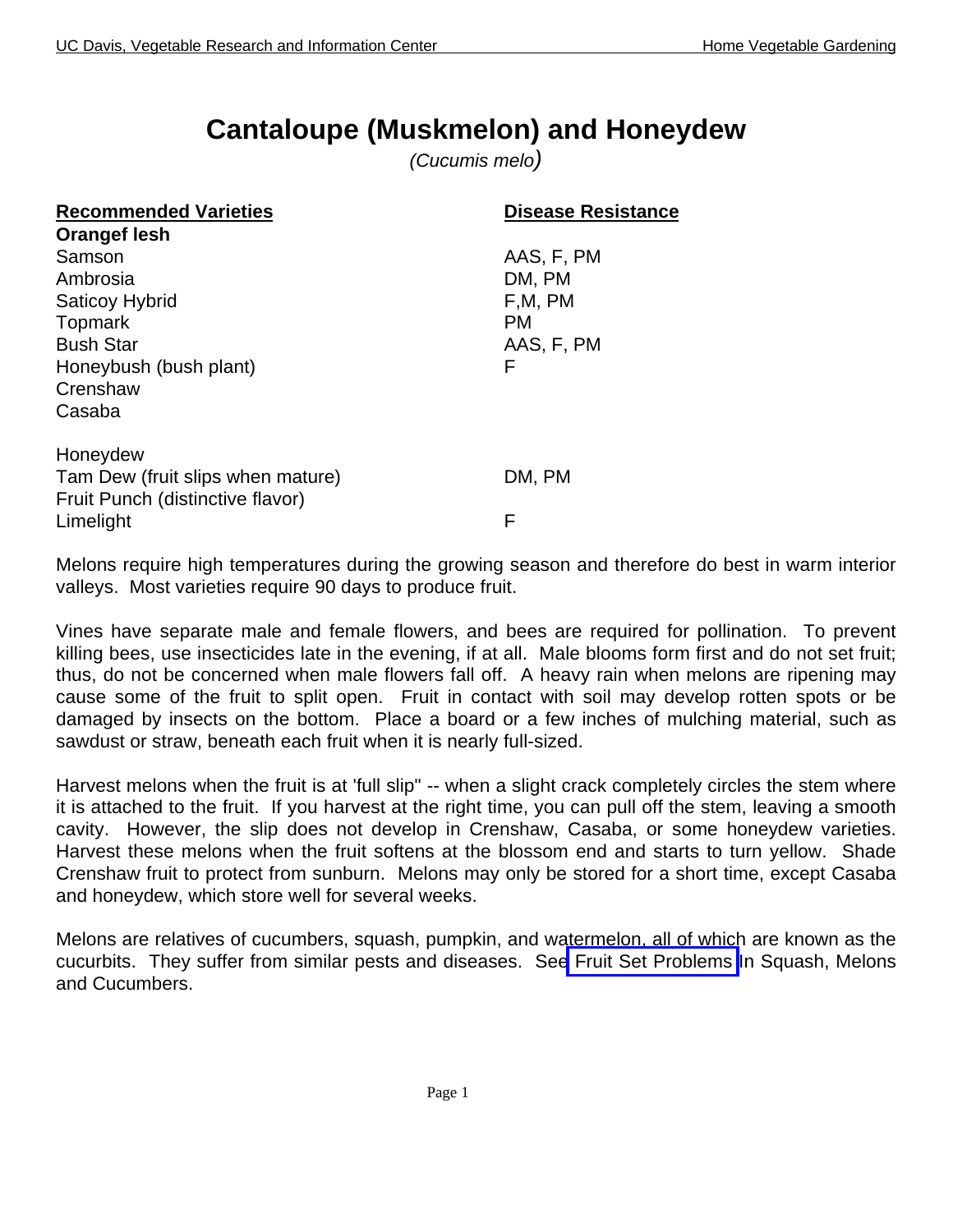# Cantaloupe (Muskmelon) and Honeydew

*(Cucumis melo)*

| **Recommended Varieties** | **Disease Resistance** |
|---|---|
| **Orangef lesh** | |
| Samson | AAS, F, PM |
| Ambrosia | DM, PM |
| Saticoy Hybrid | F,M, PM |
| Topmark | PM |
| Bush Star | AAS, F, PM |
| Honeybush (bush plant) | F |
| Crenshaw | |
| Casaba | |
| | |
| Honeydew | |
| Tam Dew (fruit slips when mature) | DM, PM |
| Fruit Punch (distinctive flavor) | |
| Limelight | F |

Melons require high temperatures during the growing season and therefore do best in warm interior valleys. Most varieties require 90 days to produce fruit.

Vines have separate male and female flowers, and bees are required for pollination. To prevent killing bees, use insecticides late in the evening, if at all. Male blooms form first and do not set fruit; thus, do not be concerned when male flowers fall off. A heavy rain when melons are ripening may cause some of the fruit to split open. Fruit in contact with soil may develop rotten spots or be damaged by insects on the bottom. Place a board or a few inches of mulching material, such as sawdust or straw, beneath each fruit when it is nearly full-sized.

Harvest melons when the fruit is at 'full slip" -- when a slight crack completely circles the stem where it is attached to the fruit. If you harvest at the right time, you can pull off the stem, leaving a smooth cavity. However, the slip does not develop in Crenshaw, Casaba, or some honeydew varieties. Harvest these melons when the fruit softens at the blossom end and starts to turn yellow. Shade Crenshaw fruit to protect from sunburn. Melons may only be stored for a short time, except Casaba and honeydew, which store well for several weeks.

Melons are relatives of cucumbers, squash, pumpkin, and watermelon, all of which are known as the cucurbits. They suffer from similar pests and diseases. See Fruit Set Problems In Squash, Melons and Cucumbers.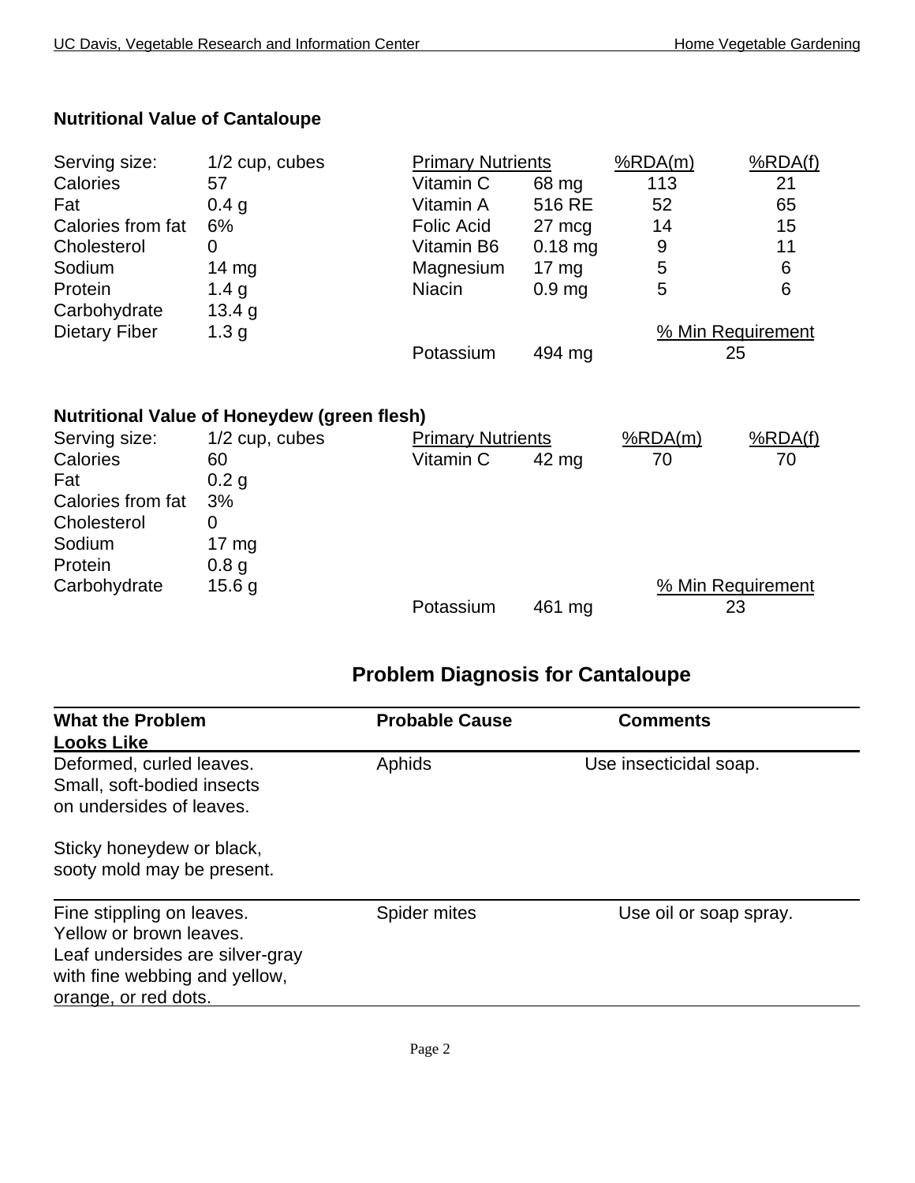### Nutritional Value of Cantaloupe

| Serving size: | 1/2 cup, cubes | Primary Nutrients | | %RDA(m) | %RDA(f) |
|---|---|---|---|---|---|
| Calories | 57 | Vitamin C | 68 mg | 113 | 21 |
| Fat | 0.4 g | Vitamin A | 516 RE | 52 | 65 |
| Calories from fat | 6% | Folic Acid | 27 mcg | 14 | 15 |
| Cholesterol | 0 | Vitamin B6 | 0.18 mg | 9 | 11 |
| Sodium | 14 mg | Magnesium | 17 mg | 5 | 6 |
| Protein | 1.4 g | Niacin | 0.9 mg | 5 | 6 |
| Carbohydrate | 13.4 g | | | | |
| Dietary Fiber | 1.3 g | | | % Min Requirement | |
| | | Potassium | 494 mg | 25 | |

### Nutritional Value of Honeydew (green flesh)

| Serving size: | 1/2 cup, cubes | Primary Nutrients | | %RDA(m) | %RDA(f) |
|---|---|---|---|---|---|
| Calories | 60 | Vitamin C | 42 mg | 70 | 70 |
| Fat | 0.2 g | | | | |
| Calories from fat | 3% | | | | |
| Cholesterol | 0 | | | | |
| Sodium | 17 mg | | | | |
| Protein | 0.8 g | | | | |
| Carbohydrate | 15.6 g | | | % Min Requirement | |
| | | Potassium | 461 mg | 23 | |

## Problem Diagnosis for Cantaloupe

| What the Problem Looks Like | Probable Cause | Comments |
|---|---|---|
| Deformed, curled leaves. Small, soft-bodied insects on undersides of leaves. Sticky honeydew or black, sooty mold may be present. | Aphids | Use insecticidal soap. |
| Fine stippling on leaves. Yellow or brown leaves. Leaf undersides are silver-gray with fine webbing and yellow, orange, or red dots. | Spider mites | Use oil or soap spray. |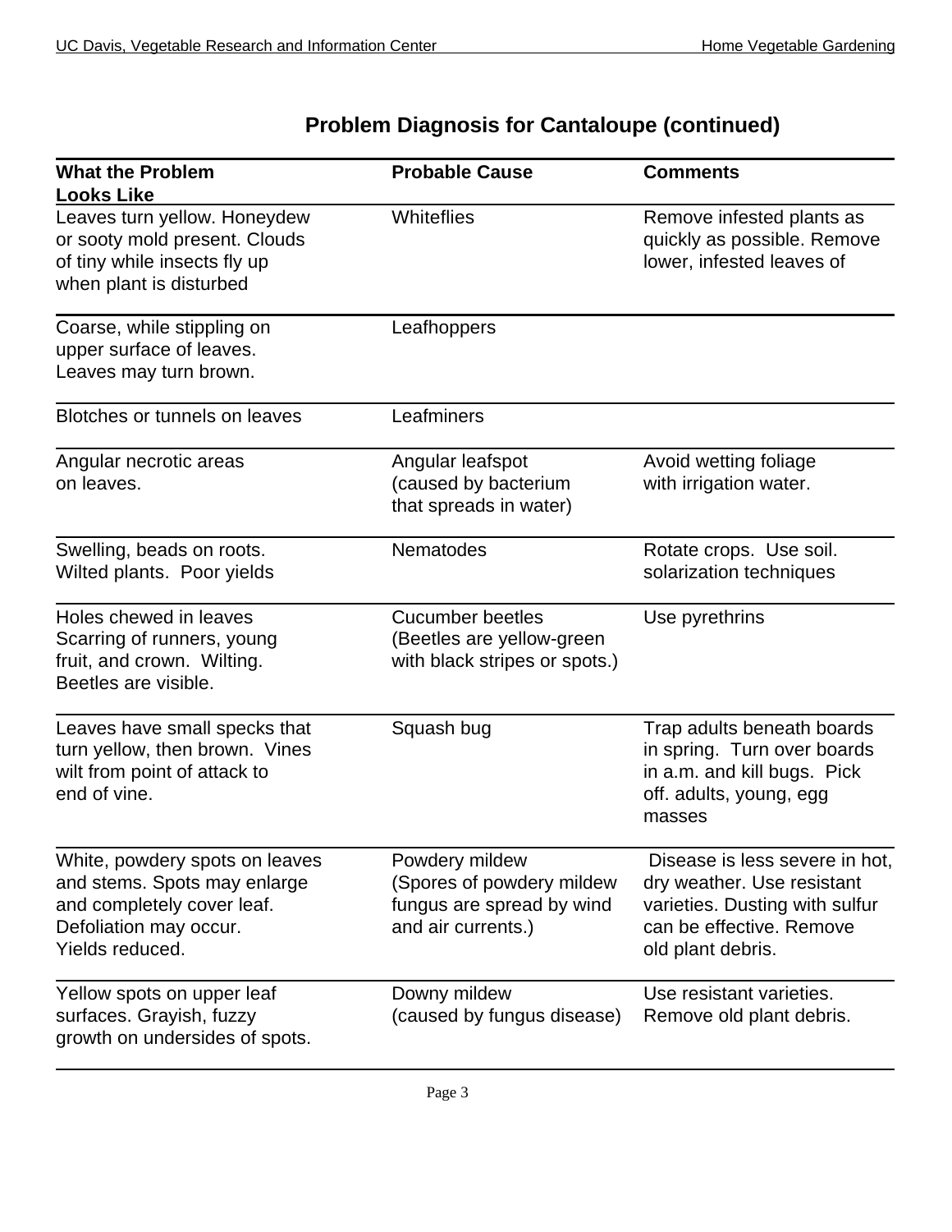## Problem Diagnosis for Cantaloupe (continued)

| What the Problem Looks Like | Probable Cause | Comments |
|---|---|---|
| Leaves turn yellow. Honeydew or sooty mold present. Clouds of tiny while insects fly up when plant is disturbed | Whiteflies | Remove infested plants as quickly as possible. Remove lower, infested leaves of |
| Coarse, while stippling on upper surface of leaves. Leaves may turn brown. | Leafhoppers | |
| Blotches or tunnels on leaves | Leafminers | |
| Angular necrotic areas on leaves. | Angular leafspot (caused by bacterium that spreads in water) | Avoid wetting foliage with irrigation water. |
| Swelling, beads on roots. Wilted plants. Poor yields | Nematodes | Rotate crops. Use soil. solarization techniques |
| Holes chewed in leaves Scarring of runners, young fruit, and crown. Wilting. Beetles are visible. | Cucumber beetles (Beetles are yellow-green with black stripes or spots.) | Use pyrethrins |
| Leaves have small specks that turn yellow, then brown. Vines wilt from point of attack to end of vine. | Squash bug | Trap adults beneath boards in spring. Turn over boards in a.m. and kill bugs. Pick off. adults, young, egg masses |
| White, powdery spots on leaves and stems. Spots may enlarge and completely cover leaf. Defoliation may occur. Yields reduced. | Powdery mildew (Spores of powdery mildew fungus are spread by wind and air currents.) | Disease is less severe in hot, dry weather. Use resistant varieties. Dusting with sulfur can be effective. Remove old plant debris. |
| Yellow spots on upper leaf surfaces. Grayish, fuzzy growth on undersides of spots. | Downy mildew (caused by fungus disease) | Use resistant varieties. Remove old plant debris. |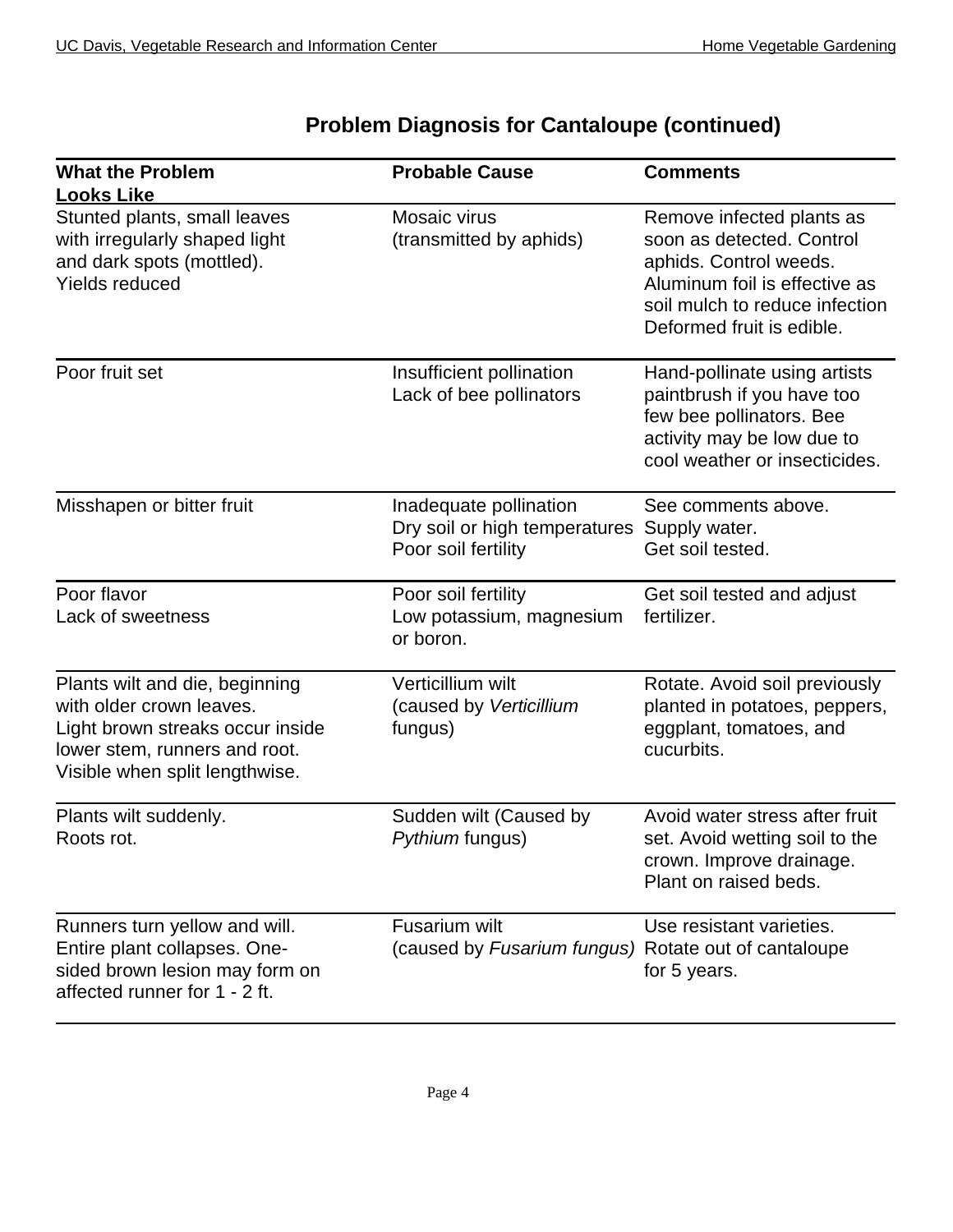## Problem Diagnosis for Cantaloupe (continued)

| What the Problem Looks Like | Probable Cause | Comments |
|---|---|---|
| Stunted plants, small leaves with irregularly shaped light and dark spots (mottled). Yields reduced | Mosaic virus (transmitted by aphids) | Remove infected plants as soon as detected. Control aphids. Control weeds. Aluminum foil is effective as soil mulch to reduce infection Deformed fruit is edible. |
| Poor fruit set | Insufficient pollination Lack of bee pollinators | Hand-pollinate using artists paintbrush if you have too few bee pollinators. Bee activity may be low due to cool weather or insecticides. |
| Misshapen or bitter fruit | Inadequate pollination Dry soil or high temperatures Poor soil fertility | See comments above. Supply water. Get soil tested. |
| Poor flavor Lack of sweetness | Poor soil fertility Low potassium, magnesium or boron. | Get soil tested and adjust fertilizer. |
| Plants wilt and die, beginning with older crown leaves. Light brown streaks occur inside lower stem, runners and root. Visible when split lengthwise. | Verticillium wilt (caused by *Verticillium* fungus) | Rotate. Avoid soil previously planted in potatoes, peppers, eggplant, tomatoes, and cucurbits. |
| Plants wilt suddenly. Roots rot. | Sudden wilt (Caused by *Pythium* fungus) | Avoid water stress after fruit set. Avoid wetting soil to the crown. Improve drainage. Plant on raised beds. |
| Runners turn yellow and will. Entire plant collapses. One-sided brown lesion may form on affected runner for 1 - 2 ft. | Fusarium wilt (caused by *Fusarium fungus)* | Use resistant varieties. Rotate out of cantaloupe for 5 years. |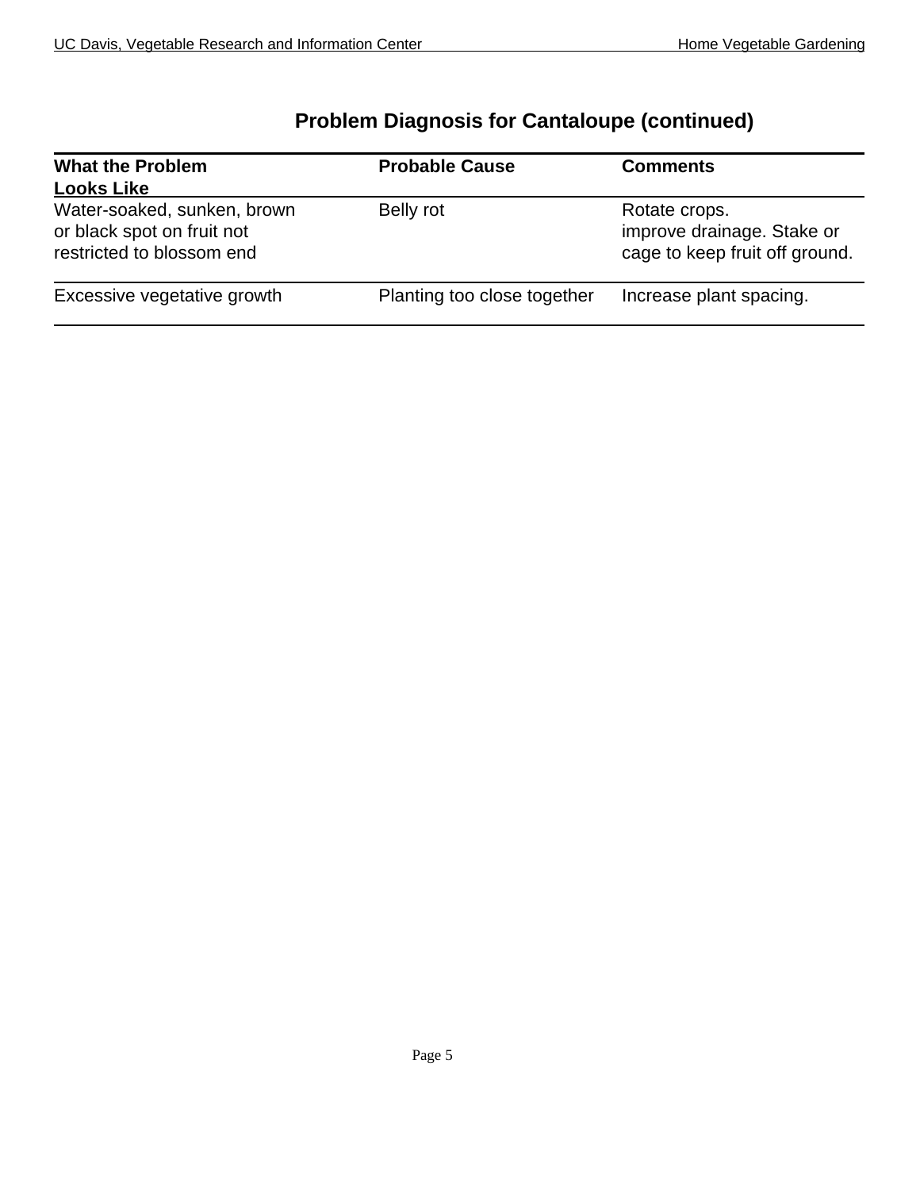## Problem Diagnosis for Cantaloupe (continued)

| What the Problem Looks Like | Probable Cause | Comments |
|---|---|---|
| Water-soaked, sunken, brown or black spot on fruit not restricted to blossom end | Belly rot | Rotate crops. improve drainage. Stake or cage to keep fruit off ground. |
| Excessive vegetative growth | Planting too close together | Increase plant spacing. |